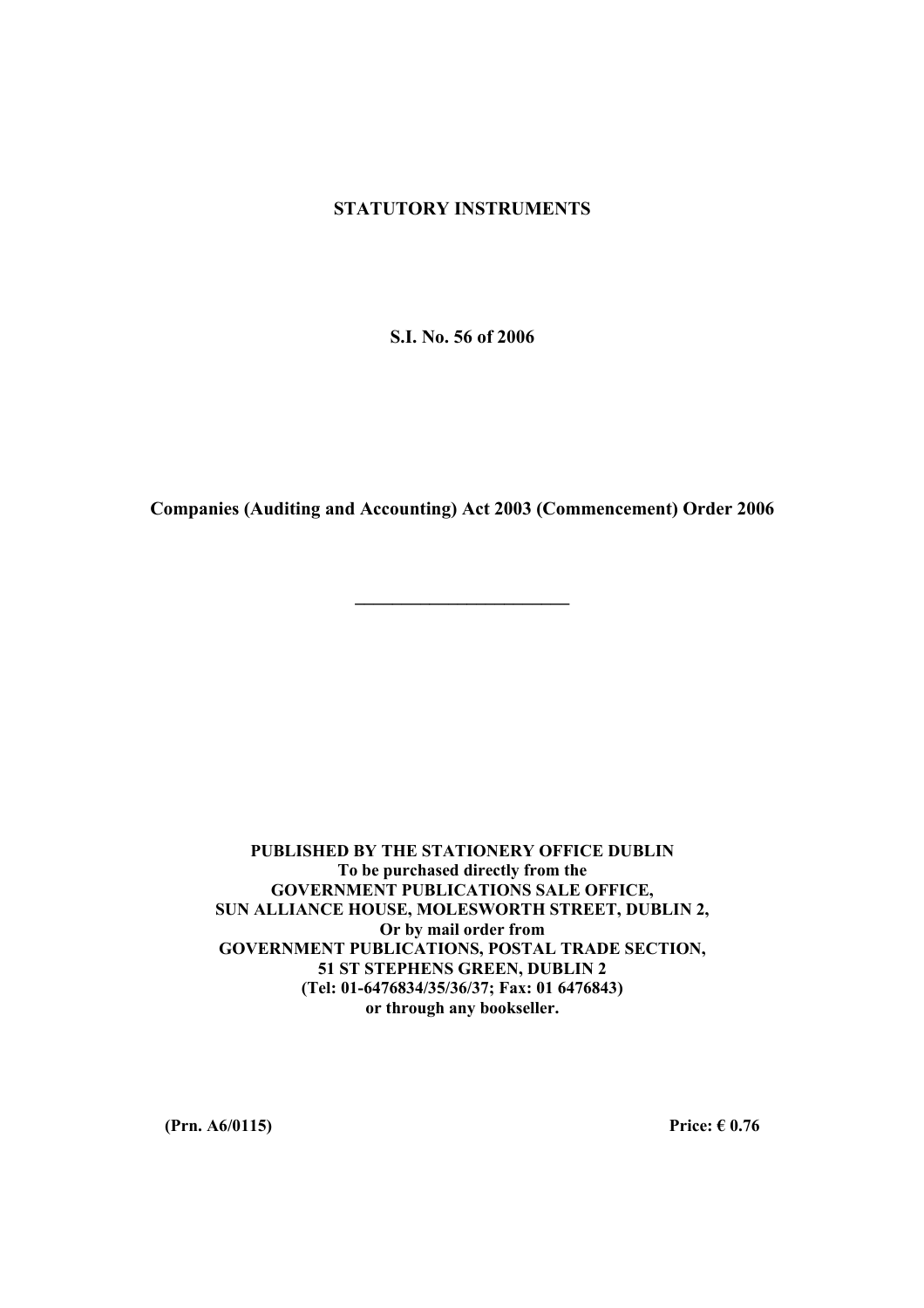**STATUTORY INSTRUMENTS**

**S.I. No. 56 of 2006**

**Companies (Auditing and Accounting) Act 2003 (Commencement) Order 2006**

---

**PUBLISHED BY THE STATIONERY OFFICE DUBLIN**
**To be purchased directly from the**
**GOVERNMENT PUBLICATIONS SALE OFFICE,**
**SUN ALLIANCE HOUSE, MOLESWORTH STREET, DUBLIN 2,**
**Or by mail order from**
**GOVERNMENT PUBLICATIONS, POSTAL TRADE SECTION,**
**51 ST STEPHENS GREEN, DUBLIN 2**
**(Tel: 01-6476834/35/36/37; Fax: 01 6476843)**
**or through any bookseller.**

**(Prn. A6/0115)** **Price: € 0.76**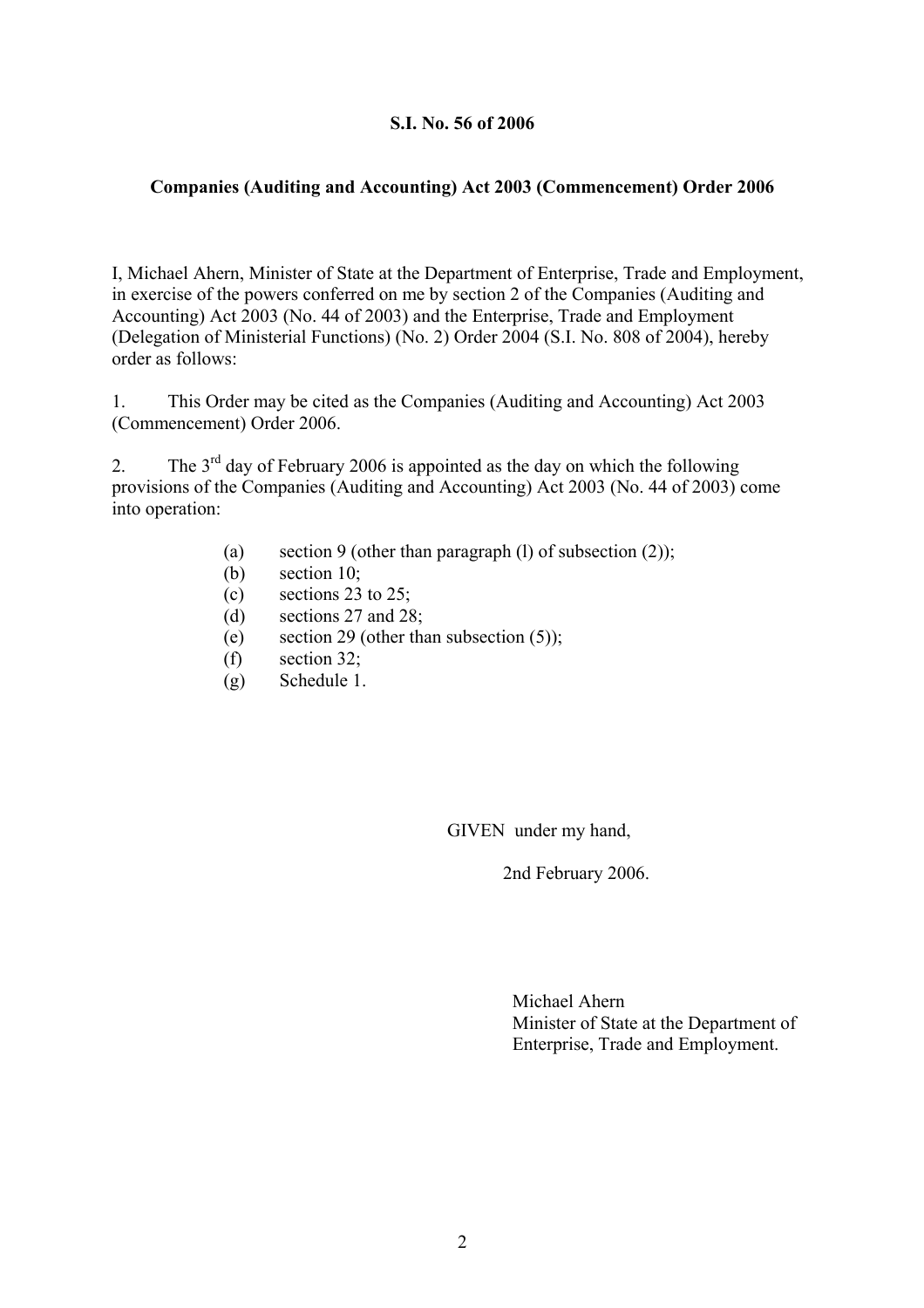**S.I. No. 56 of 2006**

**Companies (Auditing and Accounting) Act 2003 (Commencement) Order 2006**

I, Michael Ahern, Minister of State at the Department of Enterprise, Trade and Employment, in exercise of the powers conferred on me by section 2 of the Companies (Auditing and Accounting) Act 2003 (No. 44 of 2003) and the Enterprise, Trade and Employment (Delegation of Ministerial Functions) (No. 2) Order 2004 (S.I. No. 808 of 2004), hereby order as follows:

1. This Order may be cited as the Companies (Auditing and Accounting) Act 2003 (Commencement) Order 2006.

2. The 3rd day of February 2006 is appointed as the day on which the following provisions of the Companies (Auditing and Accounting) Act 2003 (No. 44 of 2003) come into operation:

(a) section 9 (other than paragraph (l) of subsection (2));
(b) section 10;
(c) sections 23 to 25;
(d) sections 27 and 28;
(e) section 29 (other than subsection (5));
(f) section 32;
(g) Schedule 1.

GIVEN under my hand,

2nd February 2006.

Michael Ahern
Minister of State at the Department of Enterprise, Trade and Employment.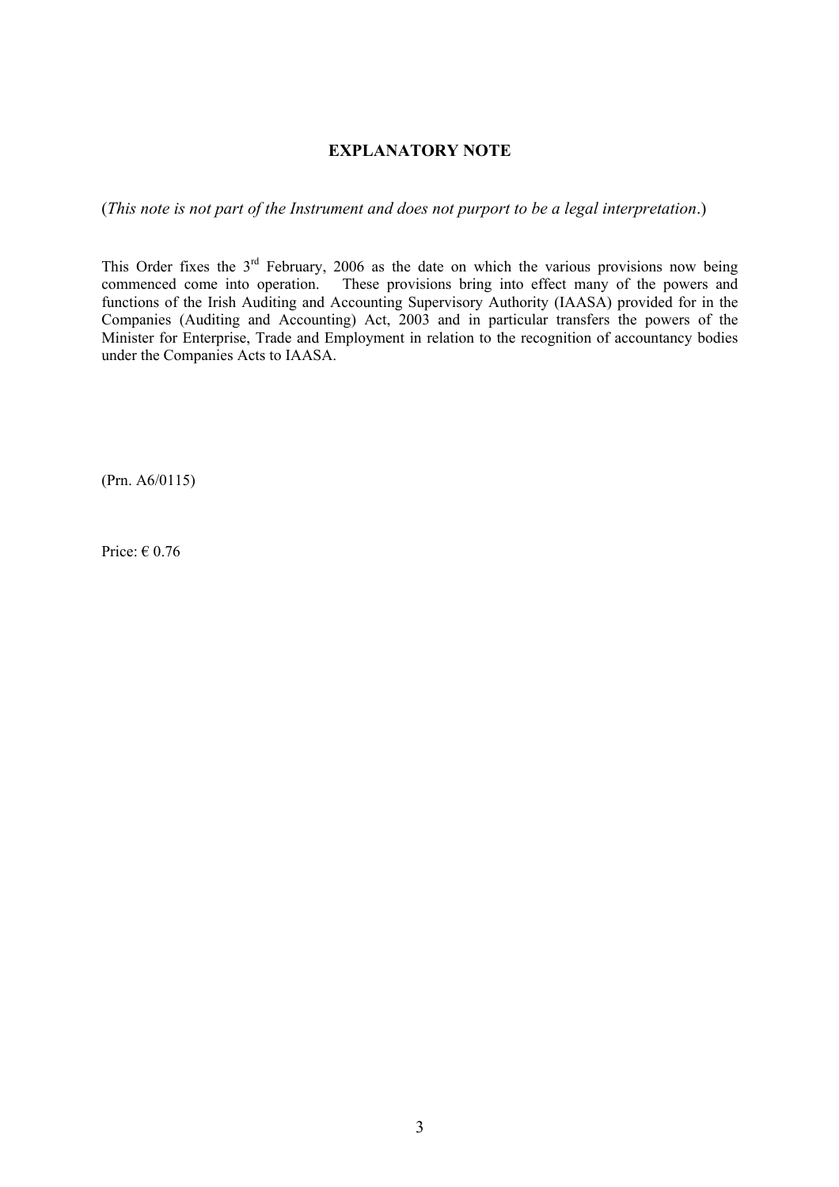**EXPLANATORY NOTE**

(*This note is not part of the Instrument and does not purport to be a legal interpretation*.)

This Order fixes the 3rd February, 2006 as the date on which the various provisions now being commenced come into operation. These provisions bring into effect many of the powers and functions of the Irish Auditing and Accounting Supervisory Authority (IAASA) provided for in the Companies (Auditing and Accounting) Act, 2003 and in particular transfers the powers of the Minister for Enterprise, Trade and Employment in relation to the recognition of accountancy bodies under the Companies Acts to IAASA.

(Prn. A6/0115)

Price: € 0.76